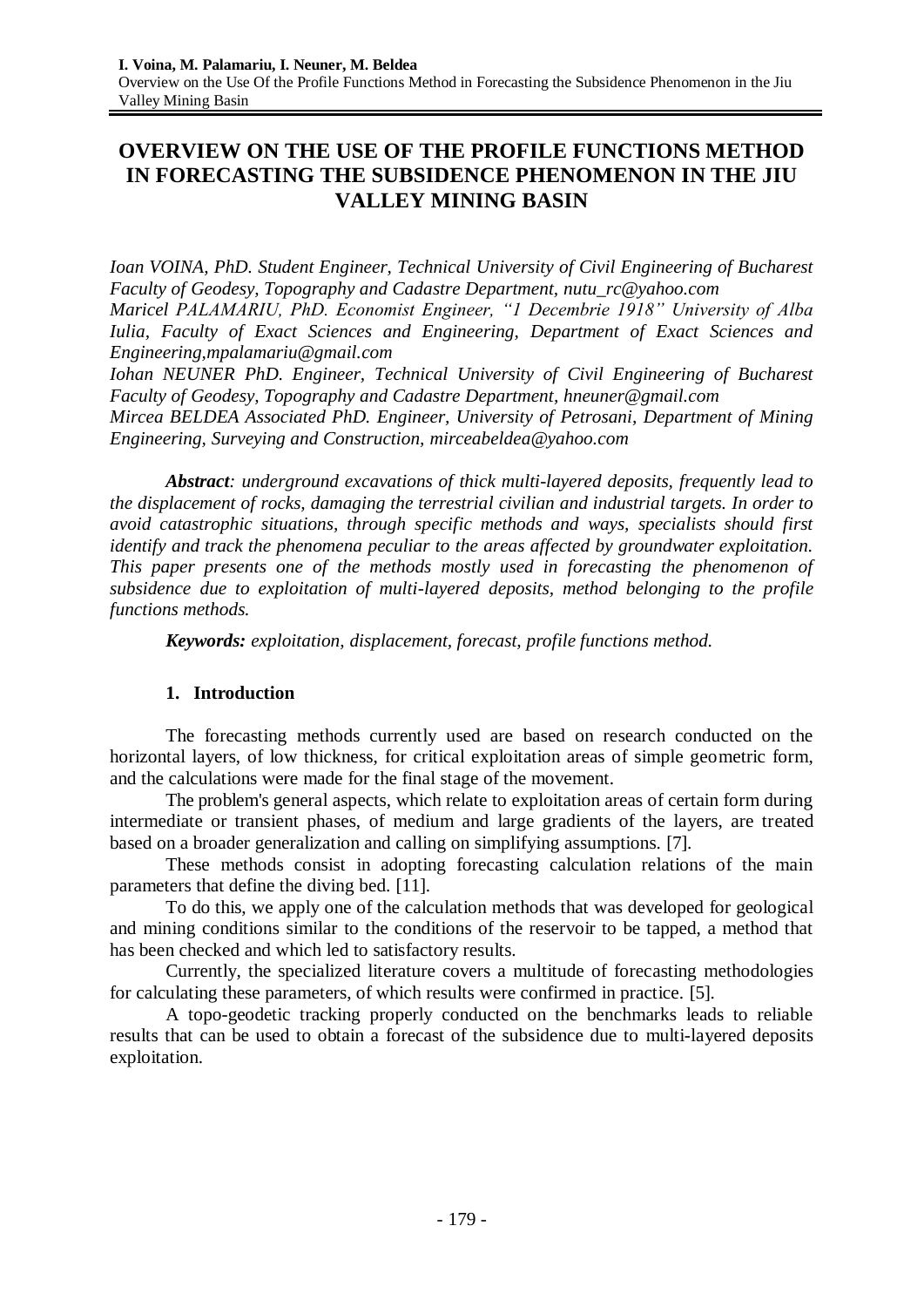# OVERVIEW ON THE USE OF THE PROFILE FUNCTIONS METHOD IN FORECASTING THE SUBSIDENCE PHENOMENON IN THE JIU VALLEY MINING BASIN

*Ioan VOINA, PhD. Student Engineer, Technical University of Civil Engineering of Bucharest Faculty of Geodesy, Topography and Cadastre Department, nutu_rc@yahoo.com*
*Maricel PALAMARIU, PhD. Economist Engineer, "1 Decembrie 1918" University of Alba Iulia, Faculty of Exact Sciences and Engineering, Department of Exact Sciences and Engineering,mpalamariu@gmail.com*
*Iohan NEUNER PhD. Engineer, Technical University of Civil Engineering of Bucharest Faculty of Geodesy, Topography and Cadastre Department, hneuner@gmail.com*
*Mircea BELDEA Associated PhD. Engineer, University of Petrosani, Department of Mining Engineering, Surveying and Construction, mirceabeldea@yahoo.com*

***Abstract**: underground excavations of thick multi-layered deposits, frequently lead to the displacement of rocks, damaging the terrestrial civilian and industrial targets. In order to avoid catastrophic situations, through specific methods and ways, specialists should first identify and track the phenomena peculiar to the areas affected by groundwater exploitation. This paper presents one of the methods mostly used in forecasting the phenomenon of subsidence due to exploitation of multi-layered deposits, method belonging to the profile functions methods.*

***Keywords:** exploitation, displacement, forecast, profile functions method.*

## 1. Introduction

The forecasting methods currently used are based on research conducted on the horizontal layers, of low thickness, for critical exploitation areas of simple geometric form, and the calculations were made for the final stage of the movement.

The problem's general aspects, which relate to exploitation areas of certain form during intermediate or transient phases, of medium and large gradients of the layers, are treated based on a broader generalization and calling on simplifying assumptions. [7].

These methods consist in adopting forecasting calculation relations of the main parameters that define the diving bed. [11].

To do this, we apply one of the calculation methods that was developed for geological and mining conditions similar to the conditions of the reservoir to be tapped, a method that has been checked and which led to satisfactory results.

Currently, the specialized literature covers a multitude of forecasting methodologies for calculating these parameters, of which results were confirmed in practice. [5].

A topo-geodetic tracking properly conducted on the benchmarks leads to reliable results that can be used to obtain a forecast of the subsidence due to multi-layered deposits exploitation.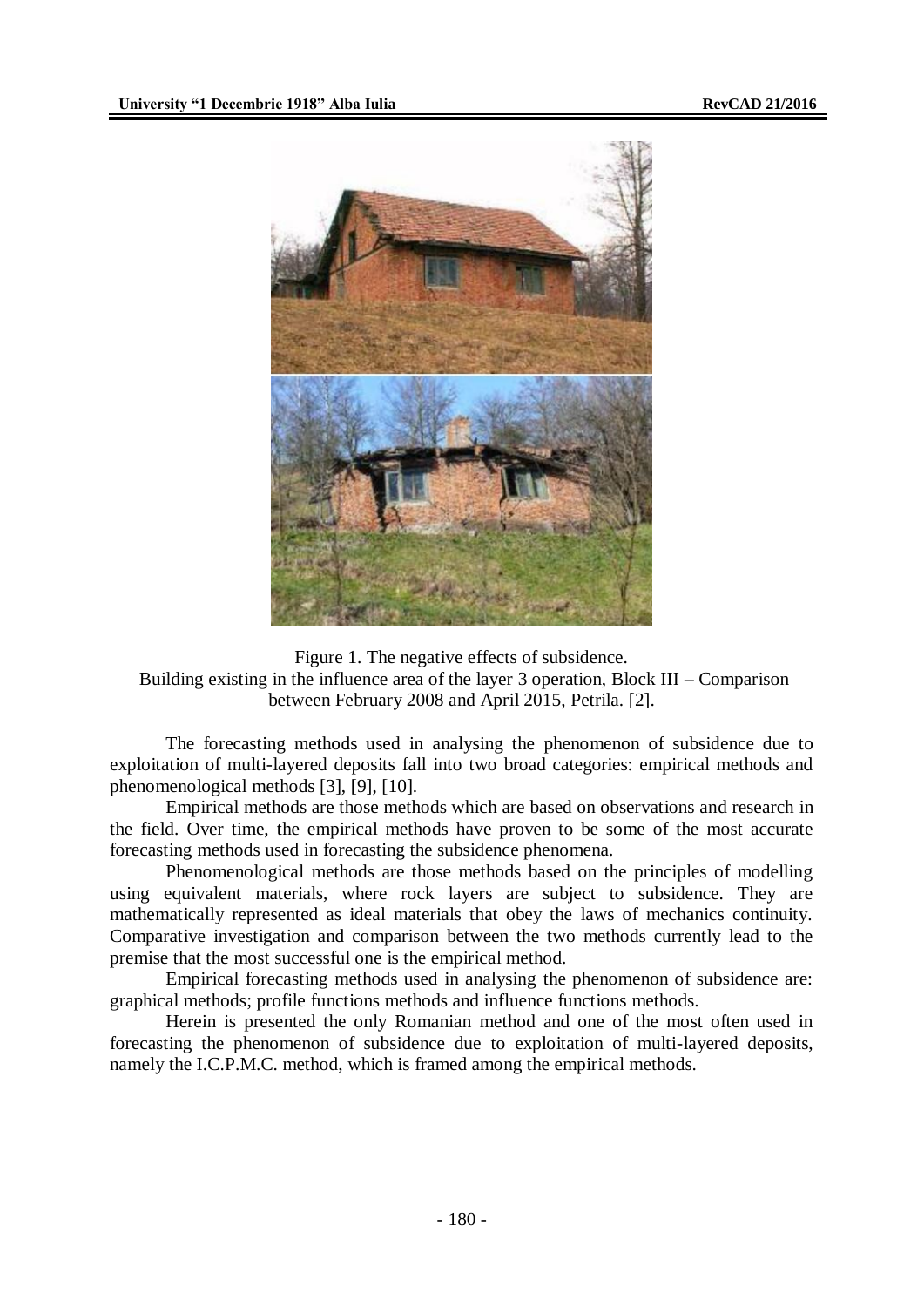Figure 1. The negative effects of subsidence.
Building existing in the influence area of the layer 3 operation, Block III – Comparison between February 2008 and April 2015, Petrila. [2].

The forecasting methods used in analysing the phenomenon of subsidence due to exploitation of multi-layered deposits fall into two broad categories: empirical methods and phenomenological methods [3], [9], [10].

Empirical methods are those methods which are based on observations and research in the field. Over time, the empirical methods have proven to be some of the most accurate forecasting methods used in forecasting the subsidence phenomena.

Phenomenological methods are those methods based on the principles of modelling using equivalent materials, where rock layers are subject to subsidence. They are mathematically represented as ideal materials that obey the laws of mechanics continuity. Comparative investigation and comparison between the two methods currently lead to the premise that the most successful one is the empirical method.

Empirical forecasting methods used in analysing the phenomenon of subsidence are: graphical methods; profile functions methods and influence functions methods.

Herein is presented the only Romanian method and one of the most often used in forecasting the phenomenon of subsidence due to exploitation of multi-layered deposits, namely the I.C.P.M.C. method, which is framed among the empirical methods.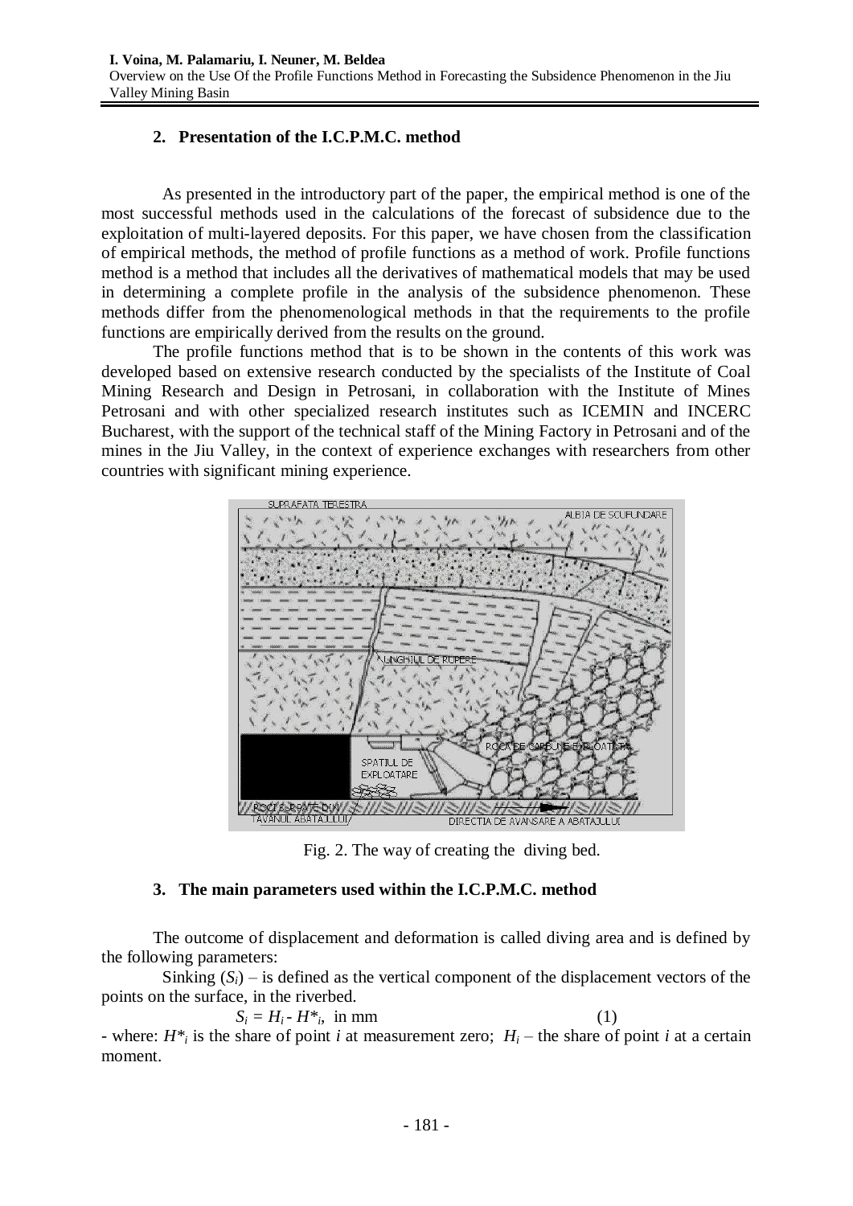## 2. Presentation of the I.C.P.M.C. method

As presented in the introductory part of the paper, the empirical method is one of the most successful methods used in the calculations of the forecast of subsidence due to the exploitation of multi-layered deposits. For this paper, we have chosen from the classification of empirical methods, the method of profile functions as a method of work. Profile functions method is a method that includes all the derivatives of mathematical models that may be used in determining a complete profile in the analysis of the subsidence phenomenon. These methods differ from the phenomenological methods in that the requirements to the profile functions are empirically derived from the results on the ground.

The profile functions method that is to be shown in the contents of this work was developed based on extensive research conducted by the specialists of the Institute of Coal Mining Research and Design in Petrosani, in collaboration with the Institute of Mines Petrosani and with other specialized research institutes such as ICEMIN and INCERC Bucharest, with the support of the technical staff of the Mining Factory in Petrosani and of the mines in the Jiu Valley, in the context of experience exchanges with researchers from other countries with significant mining experience.

Fig. 2. The way of creating the diving bed.

## 3. The main parameters used within the I.C.P.M.C. method

The outcome of displacement and deformation is called diving area and is defined by the following parameters:

Sinking ($S_i$) – is defined as the vertical component of the displacement vectors of the points on the surface, in the riverbed.

$$S_i = H_i - H^*_i, \text{ in mm} \quad (1)$$

- where: $H^*_i$ is the share of point $i$ at measurement zero; $H_i$ – the share of point $i$ at a certain moment.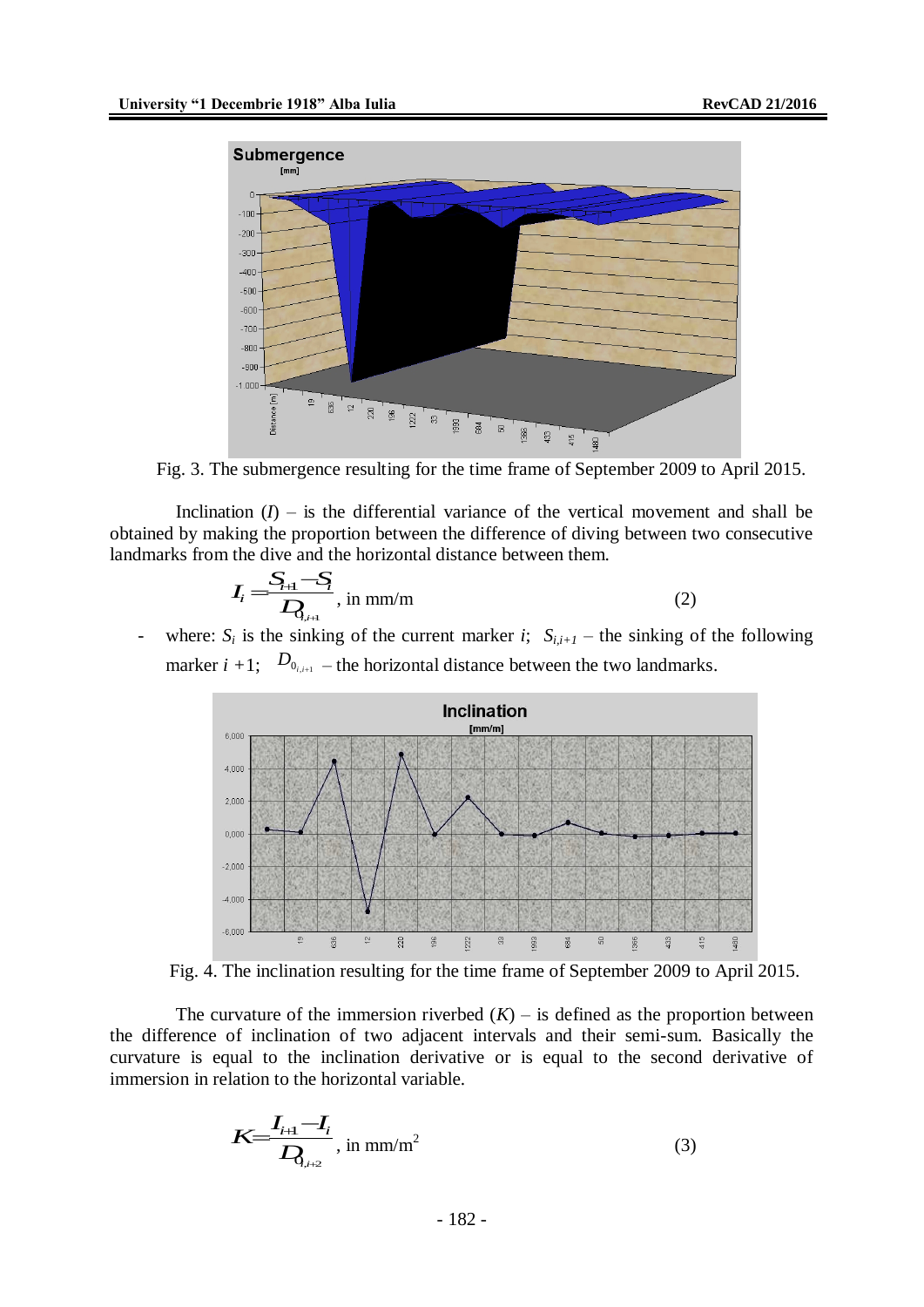Fig. 3. The submergence resulting for the time frame of September 2009 to April 2015.

Inclination ($I$) – is the differential variance of the vertical movement and shall be obtained by making the proportion between the difference of diving between two consecutive landmarks from the dive and the horizontal distance between them.

$$I_i = \frac{S_{i+1} - S_i}{D_{0_{i,i+1}}}, \text{ in mm/m} \tag{2}$$

- where: $S_i$ is the sinking of the current marker $i$; $S_{i,i+1}$ – the sinking of the following marker $i+1$; $D_{0_{i,i+1}}$ – the horizontal distance between the two landmarks.

Fig. 4. The inclination resulting for the time frame of September 2009 to April 2015.

The curvature of the immersion riverbed ($K$) – is defined as the proportion between the difference of inclination of two adjacent intervals and their semi-sum. Basically the curvature is equal to the inclination derivative or is equal to the second derivative of immersion in relation to the horizontal variable.

$$K = \frac{I_{i+1} - I_i}{D_{0_{i,i+2}}}, \text{ in mm/m}^2 \tag{3}$$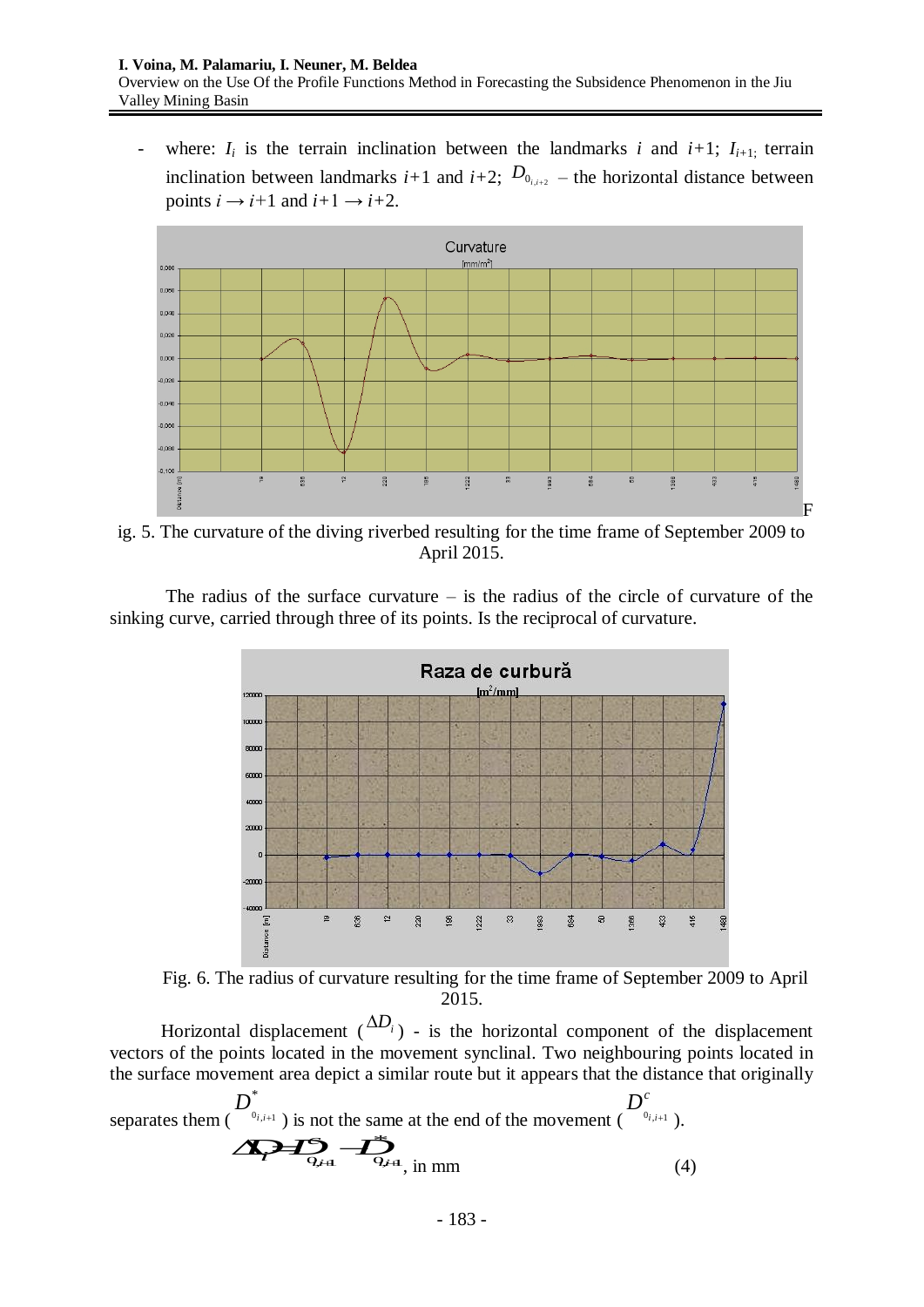- where: $I_i$ is the terrain inclination between the landmarks $i$ and $i$+1; $I_{i+1}$; terrain inclination between landmarks $i$+1 and $i$+2; $D_{0_{i,i+2}}$ – the horizontal distance between points $i \rightarrow i+1$ and $i+1 \rightarrow i+2$.

Fig. 5. The curvature of the diving riverbed resulting for the time frame of September 2009 to April 2015.

The radius of the surface curvature – is the radius of the circle of curvature of the sinking curve, carried through three of its points. Is the reciprocal of curvature.

Fig. 6. The radius of curvature resulting for the time frame of September 2009 to April 2015.

Horizontal displacement ($\Delta D_i$) - is the horizontal component of the displacement vectors of the points located in the movement synclinal. Two neighbouring points located in the surface movement area depict a similar route but it appears that the distance that originally separates them ($D^*_{0_{i,i+1}}$) is not the same at the end of the movement ($D^c_{0_{i,i+1}}$).

$$\Delta D_i = D^c_{0_{i,i+1}} - D^*_{0_{i,i+1}} \text{, in mm} \tag{4}$$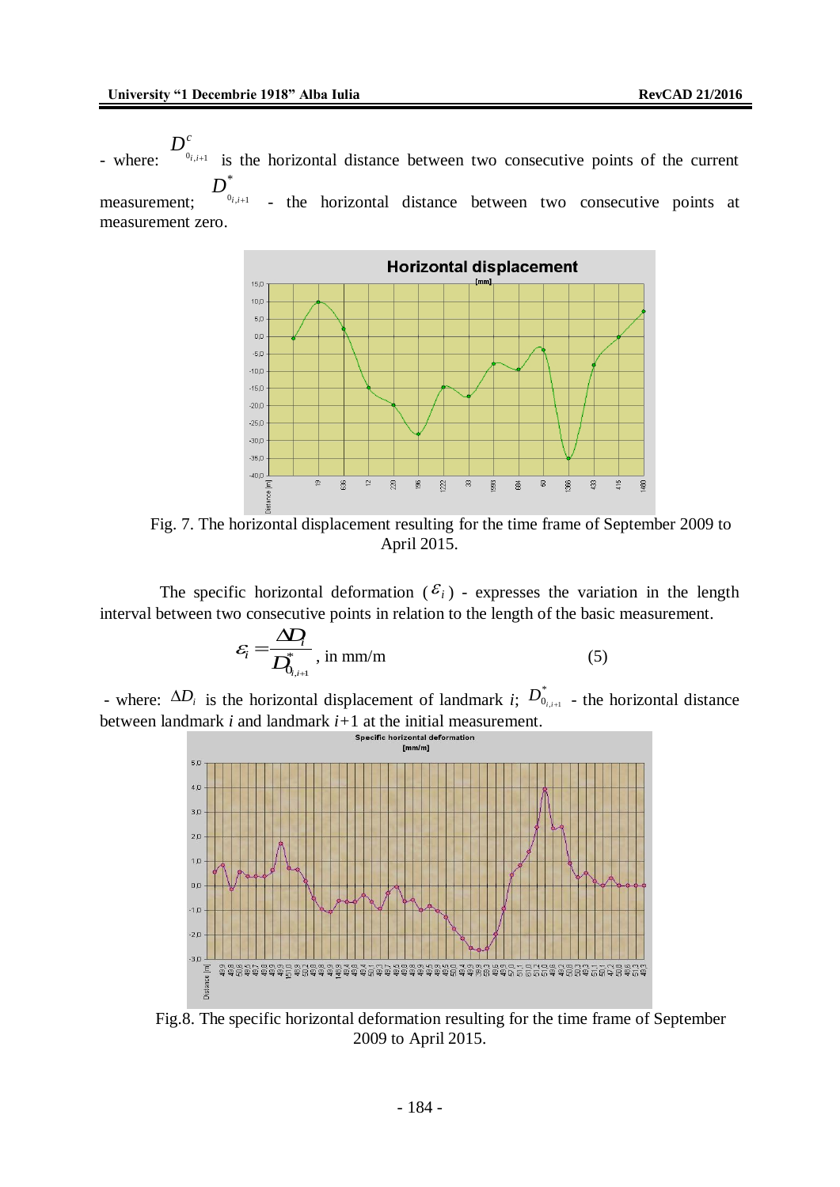- where: $D^{c}_{0_{i,i+1}}$ is the horizontal distance between two consecutive points of the current measurement; $D^{*}_{0_{i,i+1}}$ - the horizontal distance between two consecutive points at measurement zero.

Fig. 7. The horizontal displacement resulting for the time frame of September 2009 to April 2015.

The specific horizontal deformation ($\varepsilon_i$) - expresses the variation in the length interval between two consecutive points in relation to the length of the basic measurement.

$$\varepsilon_i = \frac{\Delta D_i}{D^{*}_{0_{i,i+1}}}, \text{ in mm/m} \tag{5}$$

- where: $\Delta D_i$ is the horizontal displacement of landmark *i*; $D^{*}_{0_{i,i+1}}$ - the horizontal distance between landmark *i* and landmark *i*+1 at the initial measurement.

Fig.8. The specific horizontal deformation resulting for the time frame of September 2009 to April 2015.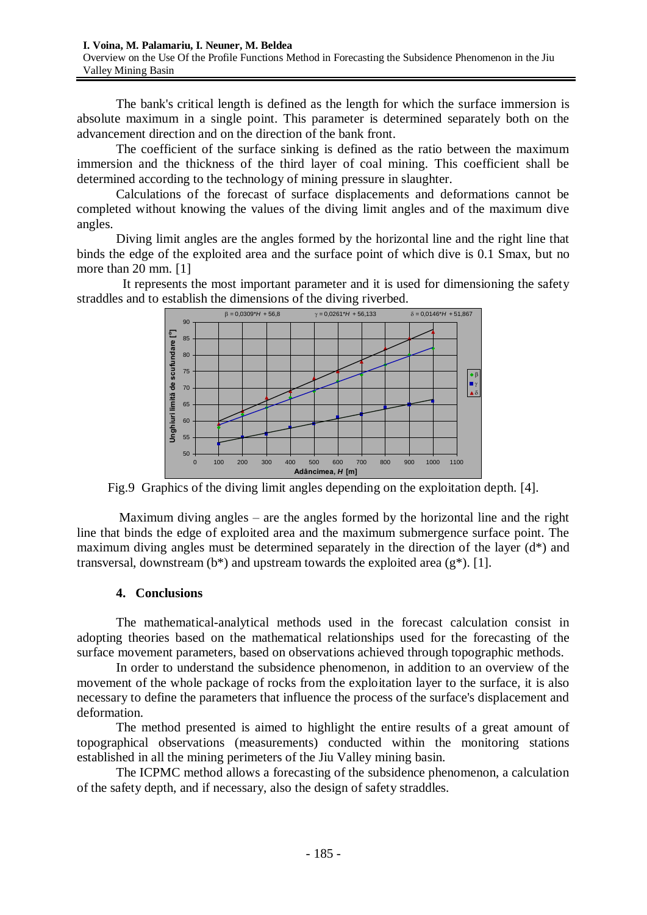The bank's critical length is defined as the length for which the surface immersion is absolute maximum in a single point. This parameter is determined separately both on the advancement direction and on the direction of the bank front.

The coefficient of the surface sinking is defined as the ratio between the maximum immersion and the thickness of the third layer of coal mining. This coefficient shall be determined according to the technology of mining pressure in slaughter.

Calculations of the forecast of surface displacements and deformations cannot be completed without knowing the values of the diving limit angles and of the maximum dive angles.

Diving limit angles are the angles formed by the horizontal line and the right line that binds the edge of the exploited area and the surface point of which dive is 0.1 Smax, but no more than 20 mm. [1]

It represents the most important parameter and it is used for dimensioning the safety straddles and to establish the dimensions of the diving riverbed.

Fig.9 Graphics of the diving limit angles depending on the exploitation depth. [4].

Maximum diving angles – are the angles formed by the horizontal line and the right line that binds the edge of exploited area and the maximum submergence surface point. The maximum diving angles must be determined separately in the direction of the layer (d*) and transversal, downstream (b*) and upstream towards the exploited area (g*). [1].

## 4. Conclusions

The mathematical-analytical methods used in the forecast calculation consist in adopting theories based on the mathematical relationships used for the forecasting of the surface movement parameters, based on observations achieved through topographic methods.

In order to understand the subsidence phenomenon, in addition to an overview of the movement of the whole package of rocks from the exploitation layer to the surface, it is also necessary to define the parameters that influence the process of the surface's displacement and deformation.

The method presented is aimed to highlight the entire results of a great amount of topographical observations (measurements) conducted within the monitoring stations established in all the mining perimeters of the Jiu Valley mining basin.

The ICPMC method allows a forecasting of the subsidence phenomenon, a calculation of the safety depth, and if necessary, also the design of safety straddles.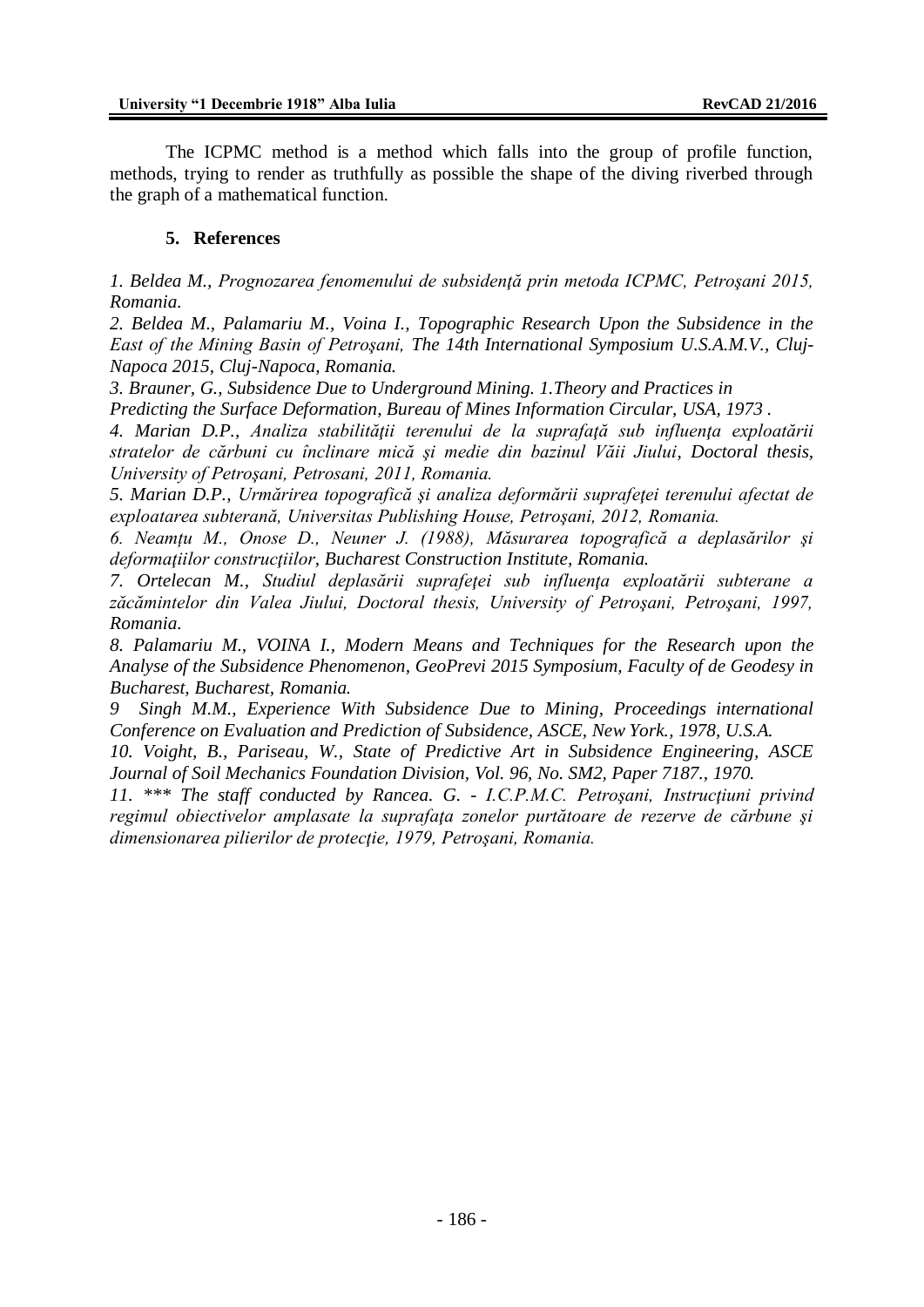The ICPMC method is a method which falls into the group of profile function, methods, trying to render as truthfully as possible the shape of the diving riverbed through the graph of a mathematical function.

## 5. References

*1. Beldea M., Prognozarea fenomenului de subsidenţă prin metoda ICPMC, Petroşani 2015, Romania.*

*2. Beldea M., Palamariu M., Voina I., Topographic Research Upon the Subsidence in the East of the Mining Basin of Petroşani, The 14th International Symposium U.S.A.M.V., Cluj-Napoca 2015, Cluj-Napoca, Romania.*

*3. Brauner, G., Subsidence Due to Underground Mining. 1.Theory and Practices in Predicting the Surface Deformation, Bureau of Mines Information Circular, USA, 1973 .*

*4. Marian D.P., Analiza stabilităţii terenului de la suprafaţă sub influenţa exploatării stratelor de cărbuni cu înclinare mică şi medie din bazinul Văii Jiului, Doctoral thesis, University of Petroşani, Petrosani, 2011, Romania.*

*5. Marian D.P., Urmărirea topografică şi analiza deformării suprafeţei terenului afectat de exploatarea subterană, Universitas Publishing House, Petroşani, 2012, Romania.*

*6. Neamţu M., Onose D., Neuner J. (1988), Măsurarea topografică a deplasărilor şi deformaţiilor construcţiilor, Bucharest Construction Institute, Romania.*

*7. Ortelecan M., Studiul deplasării suprafeţei sub influenţa exploatării subterane a zăcămintelor din Valea Jiului, Doctoral thesis, University of Petroşani, Petroşani, 1997, Romania.*

*8. Palamariu M., VOINA I., Modern Means and Techniques for the Research upon the Analyse of the Subsidence Phenomenon, GeoPrevi 2015 Symposium, Faculty of de Geodesy in Bucharest, Bucharest, Romania.*

*9 Singh M.M., Experience With Subsidence Due to Mining, Proceedings international Conference on Evaluation and Prediction of Subsidence, ASCE, New York., 1978, U.S.A.*

*10. Voight, B., Pariseau, W., State of Predictive Art in Subsidence Engineering, ASCE Journal of Soil Mechanics Foundation Division, Vol. 96, No. SM2, Paper 7187., 1970.*

*11. \*\*\* The staff conducted by Rancea. G. - I.C.P.M.C. Petroşani, Instrucţiuni privind regimul obiectivelor amplasate la suprafaţa zonelor purtătoare de rezerve de cărbune şi dimensionarea pilierilor de protecţie, 1979, Petroşani, Romania.*